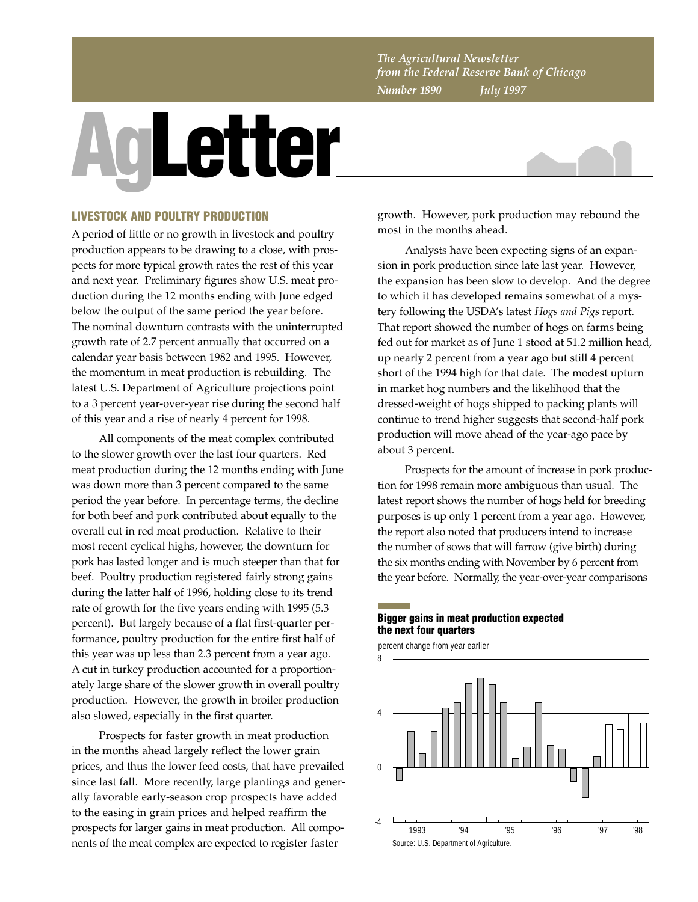*The Agricultural Newsletter from the Federal Reserve Bank of Chicago*

*Number 1890 July 1997*

# AgLetter

## LIVESTOCK AND POULTRY PRODUCTION

A period of little or no growth in livestock and poultry production appears to be drawing to a close, with prospects for more typical growth rates the rest of this year and next year. Preliminary figures show U.S. meat production during the 12 months ending with June edged below the output of the same period the year before. The nominal downturn contrasts with the uninterrupted growth rate of 2.7 percent annually that occurred on a calendar year basis between 1982 and 1995. However, the momentum in meat production is rebuilding. The latest U.S. Department of Agriculture projections point to a 3 percent year-over-year rise during the second half of this year and a rise of nearly 4 percent for 1998.

All components of the meat complex contributed to the slower growth over the last four quarters. Red meat production during the 12 months ending with June was down more than 3 percent compared to the same period the year before. In percentage terms, the decline for both beef and pork contributed about equally to the overall cut in red meat production. Relative to their most recent cyclical highs, however, the downturn for pork has lasted longer and is much steeper than that for beef. Poultry production registered fairly strong gains during the latter half of 1996, holding close to its trend rate of growth for the five years ending with 1995 (5.3 percent). But largely because of a flat first-quarter performance, poultry production for the entire first half of this year was up less than 2.3 percent from a year ago. A cut in turkey production accounted for a proportionately large share of the slower growth in overall poultry production. However, the growth in broiler production also slowed, especially in the first quarter.

Prospects for faster growth in meat production in the months ahead largely reflect the lower grain prices, and thus the lower feed costs, that have prevailed since last fall. More recently, large plantings and generally favorable early-season crop prospects have added to the easing in grain prices and helped reaffirm the prospects for larger gains in meat production. All components of the meat complex are expected to register faster growth. However, pork production may rebound the most in the months ahead.

Analysts have been expecting signs of an expansion in pork production since late last year. However, the expansion has been slow to develop. And the degree to which it has developed remains somewhat of a mystery following the USDA's latest *Hogs and Pigs* report. That report showed the number of hogs on farms being fed out for market as of June 1 stood at 51.2 million head, up nearly 2 percent from a year ago but still 4 percent short of the 1994 high for that date. The modest upturn in market hog numbers and the likelihood that the dressed-weight of hogs shipped to packing plants will continue to trend higher suggests that second-half pork production will move ahead of the year-ago pace by about 3 percent.

Prospects for the amount of increase in pork production for 1998 remain more ambiguous than usual. The latest report shows the number of hogs held for breeding purposes is up only 1 percent from a year ago. However, the report also noted that producers intend to increase the number of sows that will farrow (give birth) during the six months ending with November by 6 percent from the year before. Normally, the year-over-year comparisons

**Bigger gains in meat production expected the next four quarters**

percent change from year earlier

8
4
0
-4

1993 '94 '95 '96 '97 '98

Source: U.S. Department of Agriculture.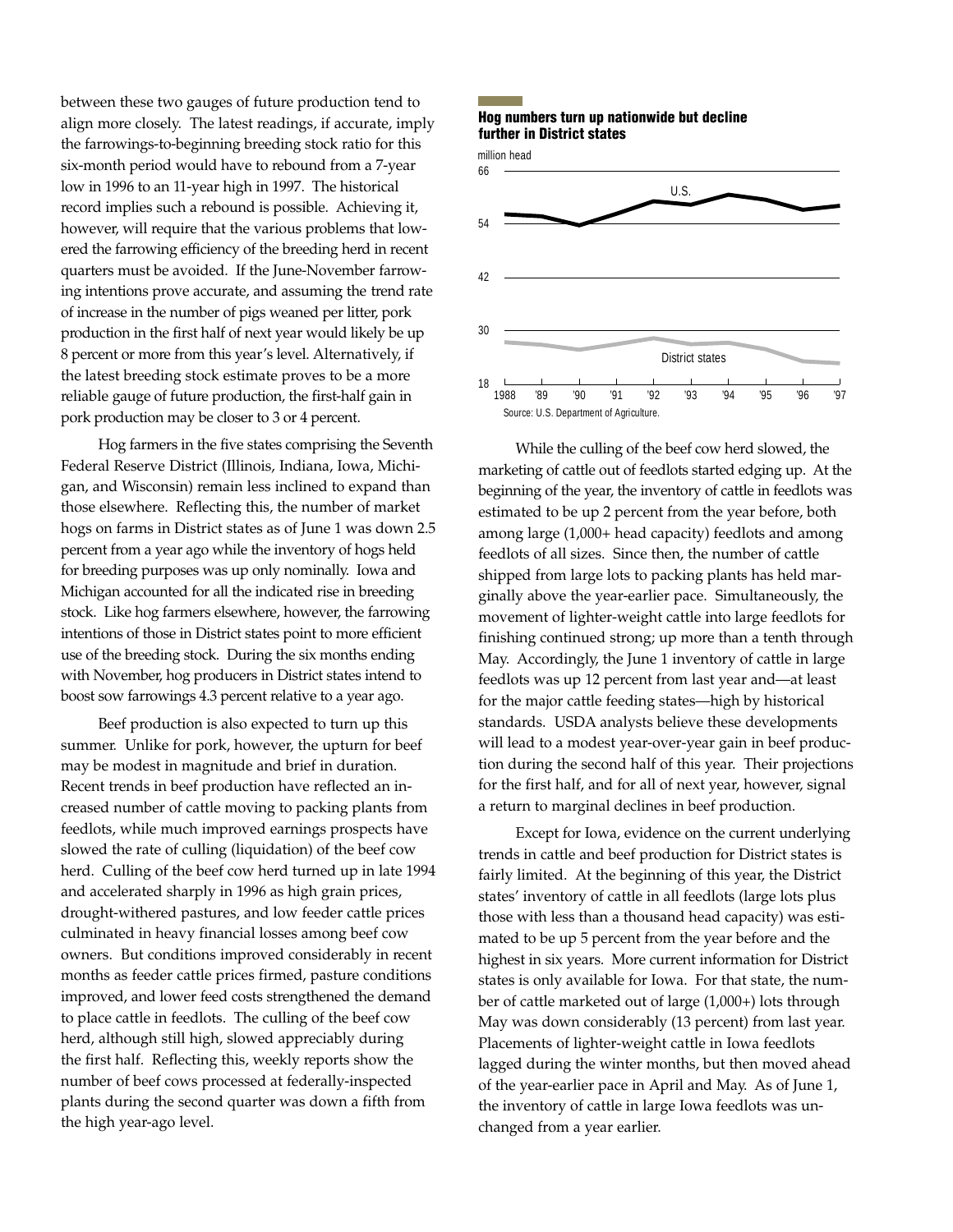between these two gauges of future production tend to align more closely. The latest readings, if accurate, imply the farrowings-to-beginning breeding stock ratio for this six-month period would have to rebound from a 7-year low in 1996 to an 11-year high in 1997. The historical record implies such a rebound is possible. Achieving it, however, will require that the various problems that lowered the farrowing efficiency of the breeding herd in recent quarters must be avoided. If the June-November farrowing intentions prove accurate, and assuming the trend rate of increase in the number of pigs weaned per litter, pork production in the first half of next year would likely be up 8 percent or more from this year's level. Alternatively, if the latest breeding stock estimate proves to be a more reliable gauge of future production, the first-half gain in pork production may be closer to 3 or 4 percent.

Hog farmers in the five states comprising the Seventh Federal Reserve District (Illinois, Indiana, Iowa, Michigan, and Wisconsin) remain less inclined to expand than those elsewhere. Reflecting this, the number of market hogs on farms in District states as of June 1 was down 2.5 percent from a year ago while the inventory of hogs held for breeding purposes was up only nominally. Iowa and Michigan accounted for all the indicated rise in breeding stock. Like hog farmers elsewhere, however, the farrowing intentions of those in District states point to more efficient use of the breeding stock. During the six months ending with November, hog producers in District states intend to boost sow farrowings 4.3 percent relative to a year ago.

Beef production is also expected to turn up this summer. Unlike for pork, however, the upturn for beef may be modest in magnitude and brief in duration. Recent trends in beef production have reflected an increased number of cattle moving to packing plants from feedlots, while much improved earnings prospects have slowed the rate of culling (liquidation) of the beef cow herd. Culling of the beef cow herd turned up in late 1994 and accelerated sharply in 1996 as high grain prices, drought-withered pastures, and low feeder cattle prices culminated in heavy financial losses among beef cow owners. But conditions improved considerably in recent months as feeder cattle prices firmed, pasture conditions improved, and lower feed costs strengthened the demand to place cattle in feedlots. The culling of the beef cow herd, although still high, slowed appreciably during the first half. Reflecting this, weekly reports show the number of beef cows processed at federally-inspected plants during the second quarter was down a fifth from the high year-ago level.

**Hog numbers turn up nationwide but decline further in District states**

million head

66

54

42

30

18

U.S.

District states

1988 '89 '90 '91 '92 '93 '94 '95 '96 '97

Source: U.S. Department of Agriculture.

While the culling of the beef cow herd slowed, the marketing of cattle out of feedlots started edging up. At the beginning of the year, the inventory of cattle in feedlots was estimated to be up 2 percent from the year before, both among large (1,000+ head capacity) feedlots and among feedlots of all sizes. Since then, the number of cattle shipped from large lots to packing plants has held marginally above the year-earlier pace. Simultaneously, the movement of lighter-weight cattle into large feedlots for finishing continued strong; up more than a tenth through May. Accordingly, the June 1 inventory of cattle in large feedlots was up 12 percent from last year and—at least for the major cattle feeding states—high by historical standards. USDA analysts believe these developments will lead to a modest year-over-year gain in beef production during the second half of this year. Their projections for the first half, and for all of next year, however, signal a return to marginal declines in beef production.

Except for Iowa, evidence on the current underlying trends in cattle and beef production for District states is fairly limited. At the beginning of this year, the District states' inventory of cattle in all feedlots (large lots plus those with less than a thousand head capacity) was estimated to be up 5 percent from the year before and the highest in six years. More current information for District states is only available for Iowa. For that state, the number of cattle marketed out of large (1,000+) lots through May was down considerably (13 percent) from last year. Placements of lighter-weight cattle in Iowa feedlots lagged during the winter months, but then moved ahead of the year-earlier pace in April and May. As of June 1, the inventory of cattle in large Iowa feedlots was unchanged from a year earlier.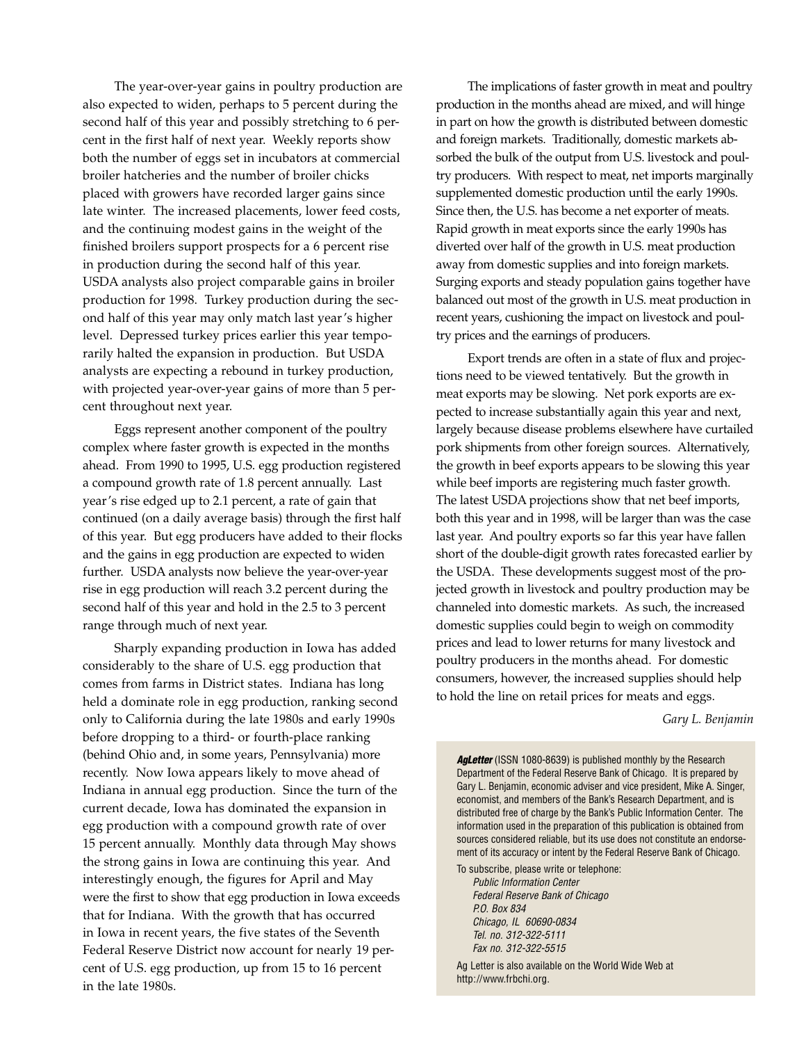The year-over-year gains in poultry production are also expected to widen, perhaps to 5 percent during the second half of this year and possibly stretching to 6 percent in the first half of next year. Weekly reports show both the number of eggs set in incubators at commercial broiler hatcheries and the number of broiler chicks placed with growers have recorded larger gains since late winter. The increased placements, lower feed costs, and the continuing modest gains in the weight of the finished broilers support prospects for a 6 percent rise in production during the second half of this year. USDA analysts also project comparable gains in broiler production for 1998. Turkey production during the second half of this year may only match last year's higher level. Depressed turkey prices earlier this year temporarily halted the expansion in production. But USDA analysts are expecting a rebound in turkey production, with projected year-over-year gains of more than 5 percent throughout next year.

Eggs represent another component of the poultry complex where faster growth is expected in the months ahead. From 1990 to 1995, U.S. egg production registered a compound growth rate of 1.8 percent annually. Last year's rise edged up to 2.1 percent, a rate of gain that continued (on a daily average basis) through the first half of this year. But egg producers have added to their flocks and the gains in egg production are expected to widen further. USDA analysts now believe the year-over-year rise in egg production will reach 3.2 percent during the second half of this year and hold in the 2.5 to 3 percent range through much of next year.

Sharply expanding production in Iowa has added considerably to the share of U.S. egg production that comes from farms in District states. Indiana has long held a dominate role in egg production, ranking second only to California during the late 1980s and early 1990s before dropping to a third- or fourth-place ranking (behind Ohio and, in some years, Pennsylvania) more recently. Now Iowa appears likely to move ahead of Indiana in annual egg production. Since the turn of the current decade, Iowa has dominated the expansion in egg production with a compound growth rate of over 15 percent annually. Monthly data through May shows the strong gains in Iowa are continuing this year. And interestingly enough, the figures for April and May were the first to show that egg production in Iowa exceeds that for Indiana. With the growth that has occurred in Iowa in recent years, the five states of the Seventh Federal Reserve District now account for nearly 19 percent of U.S. egg production, up from 15 to 16 percent in the late 1980s.

The implications of faster growth in meat and poultry production in the months ahead are mixed, and will hinge in part on how the growth is distributed between domestic and foreign markets. Traditionally, domestic markets absorbed the bulk of the output from U.S. livestock and poultry producers. With respect to meat, net imports marginally supplemented domestic production until the early 1990s. Since then, the U.S. has become a net exporter of meats. Rapid growth in meat exports since the early 1990s has diverted over half of the growth in U.S. meat production away from domestic supplies and into foreign markets. Surging exports and steady population gains together have balanced out most of the growth in U.S. meat production in recent years, cushioning the impact on livestock and poultry prices and the earnings of producers.

Export trends are often in a state of flux and projections need to be viewed tentatively. But the growth in meat exports may be slowing. Net pork exports are expected to increase substantially again this year and next, largely because disease problems elsewhere have curtailed pork shipments from other foreign sources. Alternatively, the growth in beef exports appears to be slowing this year while beef imports are registering much faster growth. The latest USDA projections show that net beef imports, both this year and in 1998, will be larger than was the case last year. And poultry exports so far this year have fallen short of the double-digit growth rates forecasted earlier by the USDA. These developments suggest most of the projected growth in livestock and poultry production may be channeled into domestic markets. As such, the increased domestic supplies could begin to weigh on commodity prices and lead to lower returns for many livestock and poultry producers in the months ahead. For domestic consumers, however, the increased supplies should help to hold the line on retail prices for meats and eggs.

*Gary L. Benjamin*

***AgLetter*** (ISSN 1080-8639) is published monthly by the Research Department of the Federal Reserve Bank of Chicago. It is prepared by Gary L. Benjamin, economic adviser and vice president, Mike A. Singer, economist, and members of the Bank's Research Department, and is distributed free of charge by the Bank's Public Information Center. The information used in the preparation of this publication is obtained from sources considered reliable, but its use does not constitute an endorsement of its accuracy or intent by the Federal Reserve Bank of Chicago.

To subscribe, please write or telephone:

*Public Information Center*
*Federal Reserve Bank of Chicago*
*P.O. Box 834*
*Chicago, IL 60690-0834*
*Tel. no. 312-322-5111*
*Fax no. 312-322-5515*

Ag Letter is also available on the World Wide Web at http://www.frbchi.org.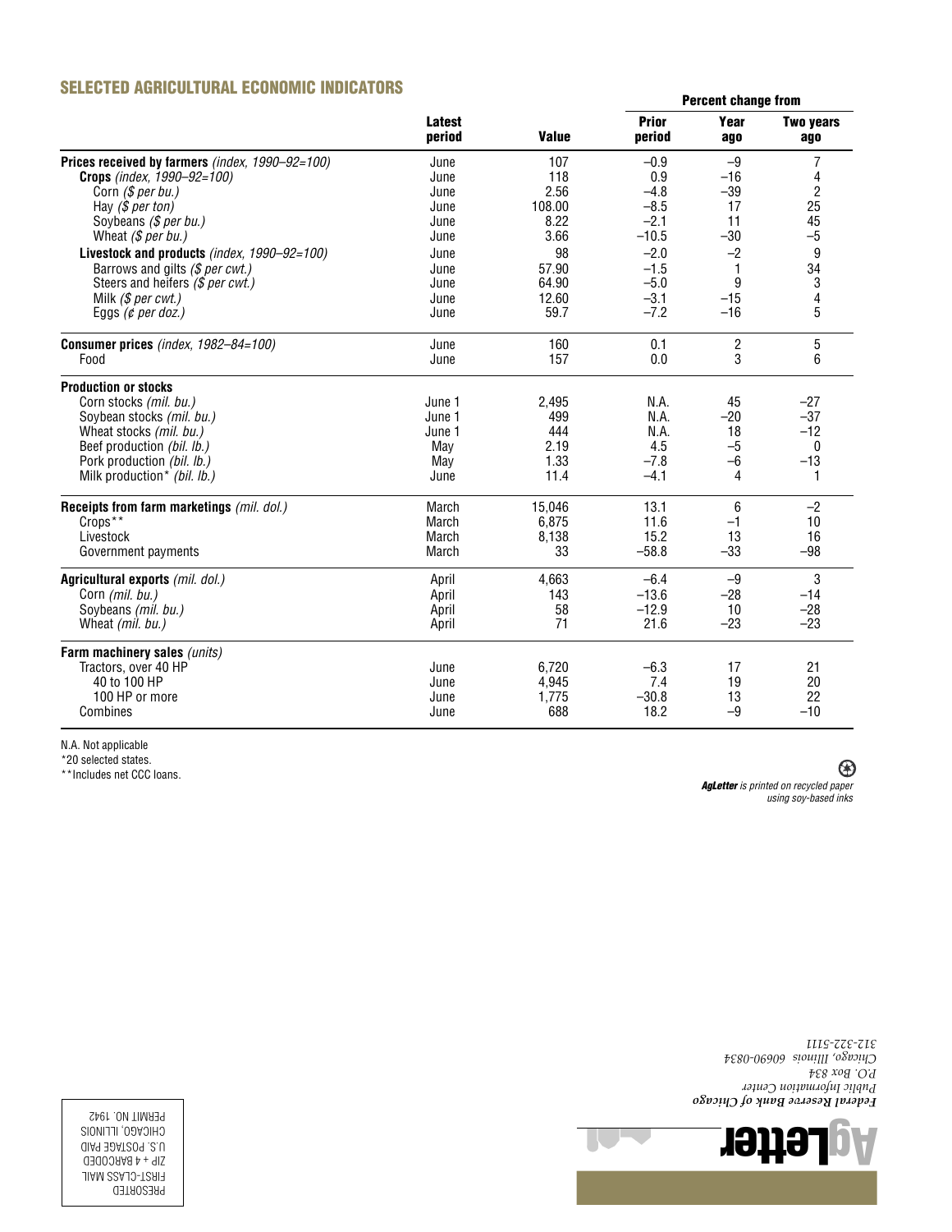## SELECTED AGRICULTURAL ECONOMIC INDICATORS

| | Latest period | Value | Percent change from | | |
|---|---|---|---|---|---|
| | | | Prior period | Year ago | Two years ago |
| **Prices received by farmers** *(index, 1990–92=100)* | June | 107 | −0.9 | −9 | 7 |
| **Crops** *(index, 1990–92=100)* | June | 118 | 0.9 | −16 | 4 |
| Corn *($ per bu.)* | June | 2.56 | −4.8 | −39 | 2 |
| Hay *($ per ton)* | June | 108.00 | −8.5 | 17 | 25 |
| Soybeans *($ per bu.)* | June | 8.22 | −2.1 | 11 | 45 |
| Wheat *($ per bu.)* | June | 3.66 | −10.5 | −30 | −5 |
| **Livestock and products** *(index, 1990–92=100)* | June | 98 | −2.0 | −2 | 9 |
| Barrows and gilts *($ per cwt.)* | June | 57.90 | −1.5 | 1 | 34 |
| Steers and heifers *($ per cwt.)* | June | 64.90 | −5.0 | 9 | 3 |
| Milk *($ per cwt.)* | June | 12.60 | −3.1 | −15 | 4 |
| Eggs *(¢ per doz.)* | June | 59.7 | −7.2 | −16 | 5 |
| **Consumer prices** *(index, 1982–84=100)* | June | 160 | 0.1 | 2 | 5 |
| Food | June | 157 | 0.0 | 3 | 6 |
| **Production or stocks** | | | | | |
| Corn stocks *(mil. bu.)* | June 1 | 2,495 | N.A. | 45 | −27 |
| Soybean stocks *(mil. bu.)* | June 1 | 499 | N.A. | −20 | −37 |
| Wheat stocks *(mil. bu.)* | June 1 | 444 | N.A. | 18 | −12 |
| Beef production *(bil. lb.)* | May | 2.19 | 4.5 | −5 | 0 |
| Pork production *(bil. lb.)* | May | 1.33 | −7.8 | −6 | −13 |
| Milk production* *(bil. lb.)* | June | 11.4 | −4.1 | 4 | 1 |
| **Receipts from farm marketings** *(mil. dol.)* | March | 15,046 | 13.1 | 6 | −2 |
| Crops** | March | 6,875 | 11.6 | −1 | 10 |
| Livestock | March | 8,138 | 15.2 | 13 | 16 |
| Government payments | March | 33 | −58.8 | −33 | −98 |
| **Agricultural exports** *(mil. dol.)* | April | 4,663 | −6.4 | −9 | 3 |
| Corn *(mil. bu.)* | April | 143 | −13.6 | −28 | −14 |
| Soybeans *(mil. bu.)* | April | 58 | −12.9 | 10 | −28 |
| Wheat *(mil. bu.)* | April | 71 | 21.6 | −23 | −23 |
| **Farm machinery sales** *(units)* | | | | | |
| Tractors, over 40 HP | June | 6,720 | −6.3 | 17 | 21 |
| 40 to 100 HP | June | 4,945 | 7.4 | 19 | 20 |
| 100 HP or more | June | 1,775 | −30.8 | 13 | 22 |
| Combines | June | 688 | 18.2 | −9 | −10 |

N.A. Not applicable
*20 selected states.
**Includes net CCC loans.

***AgLetter*** *is printed on recycled paper using soy-based inks*

**AgLetter**

***Federal Reserve Bank of Chicago***
*Public Information Center*
*P.O. Box 834*
*Chicago, Illinois 60690-0834*
*312-322-5111*

PRESORTED
FIRST-CLASS MAIL
ZIP + 4 BARCODED
U.S. POSTAGE PAID
CHICAGO, ILLINOIS
PERMIT NO. 1942